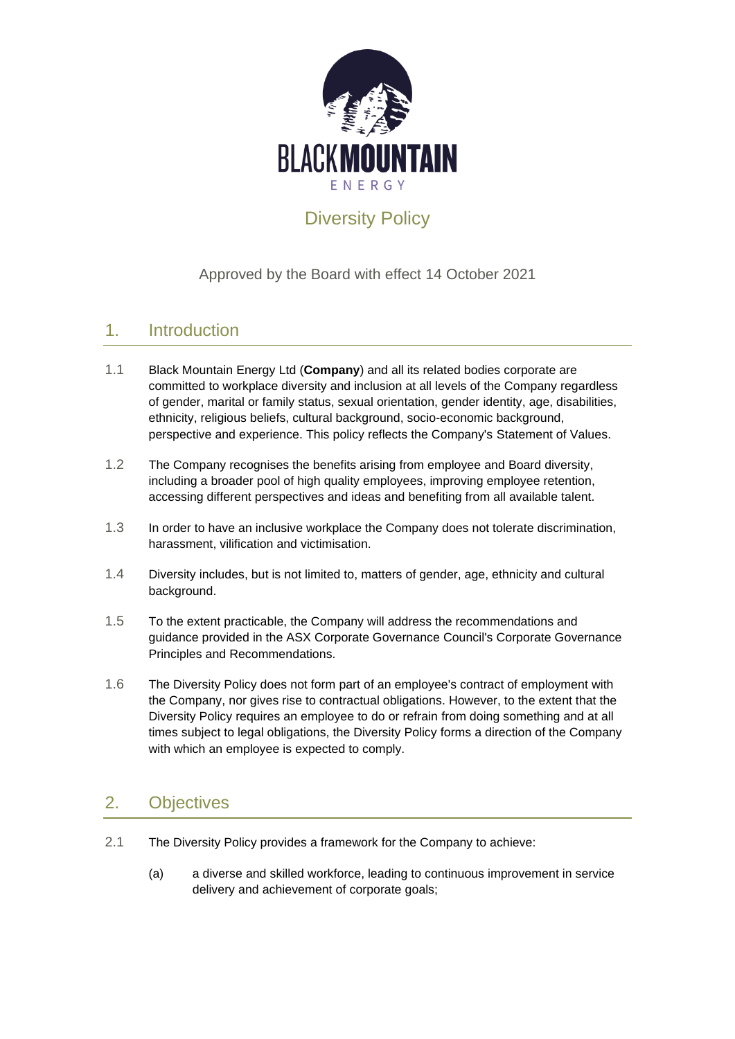BLACK MOUNTAIN

ENERGY

# Diversity Policy

Approved by the Board with effect 14 October 2021

## 1. Introduction

1.1 Black Mountain Energy Ltd (**Company**) and all its related bodies corporate are committed to workplace diversity and inclusion at all levels of the Company regardless of gender, marital or family status, sexual orientation, gender identity, age, disabilities, ethnicity, religious beliefs, cultural background, socio-economic background, perspective and experience. This policy reflects the Company's Statement of Values.

1.2 The Company recognises the benefits arising from employee and Board diversity, including a broader pool of high quality employees, improving employee retention, accessing different perspectives and ideas and benefiting from all available talent.

1.3 In order to have an inclusive workplace the Company does not tolerate discrimination, harassment, vilification and victimisation.

1.4 Diversity includes, but is not limited to, matters of gender, age, ethnicity and cultural background.

1.5 To the extent practicable, the Company will address the recommendations and guidance provided in the ASX Corporate Governance Council's Corporate Governance Principles and Recommendations.

1.6 The Diversity Policy does not form part of an employee's contract of employment with the Company, nor gives rise to contractual obligations. However, to the extent that the Diversity Policy requires an employee to do or refrain from doing something and at all times subject to legal obligations, the Diversity Policy forms a direction of the Company with which an employee is expected to comply.

## 2. Objectives

2.1 The Diversity Policy provides a framework for the Company to achieve:

(a) a diverse and skilled workforce, leading to continuous improvement in service delivery and achievement of corporate goals;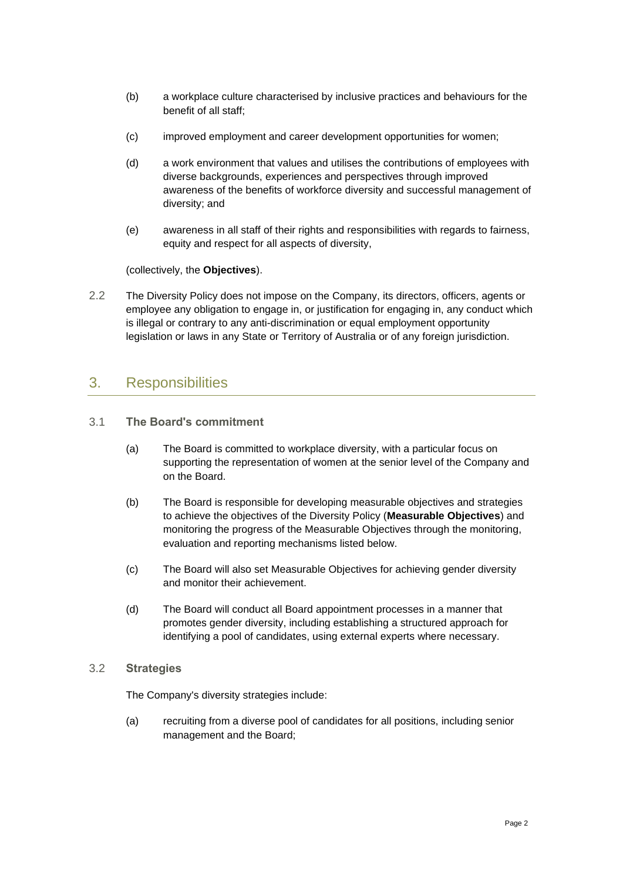(b) a workplace culture characterised by inclusive practices and behaviours for the benefit of all staff;

(c) improved employment and career development opportunities for women;

(d) a work environment that values and utilises the contributions of employees with diverse backgrounds, experiences and perspectives through improved awareness of the benefits of workforce diversity and successful management of diversity; and

(e) awareness in all staff of their rights and responsibilities with regards to fairness, equity and respect for all aspects of diversity,

(collectively, the **Objectives**).

2.2 The Diversity Policy does not impose on the Company, its directors, officers, agents or employee any obligation to engage in, or justification for engaging in, any conduct which is illegal or contrary to any anti-discrimination or equal employment opportunity legislation or laws in any State or Territory of Australia or of any foreign jurisdiction.

## 3. Responsibilities

### 3.1 The Board's commitment

(a) The Board is committed to workplace diversity, with a particular focus on supporting the representation of women at the senior level of the Company and on the Board.

(b) The Board is responsible for developing measurable objectives and strategies to achieve the objectives of the Diversity Policy (**Measurable Objectives**) and monitoring the progress of the Measurable Objectives through the monitoring, evaluation and reporting mechanisms listed below.

(c) The Board will also set Measurable Objectives for achieving gender diversity and monitor their achievement.

(d) The Board will conduct all Board appointment processes in a manner that promotes gender diversity, including establishing a structured approach for identifying a pool of candidates, using external experts where necessary.

### 3.2 Strategies

The Company's diversity strategies include:

(a) recruiting from a diverse pool of candidates for all positions, including senior management and the Board;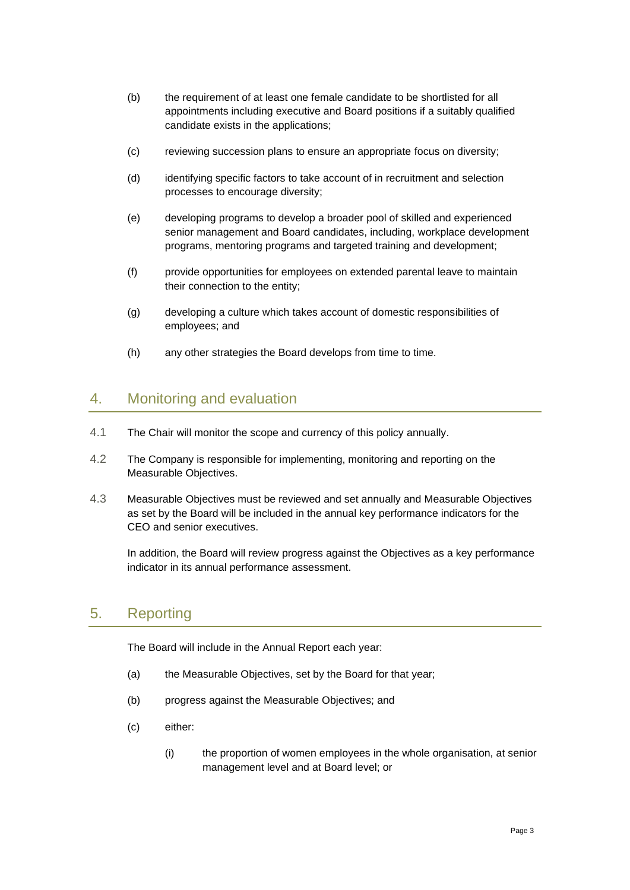(b) the requirement of at least one female candidate to be shortlisted for all appointments including executive and Board positions if a suitably qualified candidate exists in the applications;

(c) reviewing succession plans to ensure an appropriate focus on diversity;

(d) identifying specific factors to take account of in recruitment and selection processes to encourage diversity;

(e) developing programs to develop a broader pool of skilled and experienced senior management and Board candidates, including, workplace development programs, mentoring programs and targeted training and development;

(f) provide opportunities for employees on extended parental leave to maintain their connection to the entity;

(g) developing a culture which takes account of domestic responsibilities of employees; and

(h) any other strategies the Board develops from time to time.

## 4. Monitoring and evaluation

4.1 The Chair will monitor the scope and currency of this policy annually.

4.2 The Company is responsible for implementing, monitoring and reporting on the Measurable Objectives.

4.3 Measurable Objectives must be reviewed and set annually and Measurable Objectives as set by the Board will be included in the annual key performance indicators for the CEO and senior executives.

In addition, the Board will review progress against the Objectives as a key performance indicator in its annual performance assessment.

## 5. Reporting

The Board will include in the Annual Report each year:

(a) the Measurable Objectives, set by the Board for that year;

(b) progress against the Measurable Objectives; and

(c) either:

(i) the proportion of women employees in the whole organisation, at senior management level and at Board level; or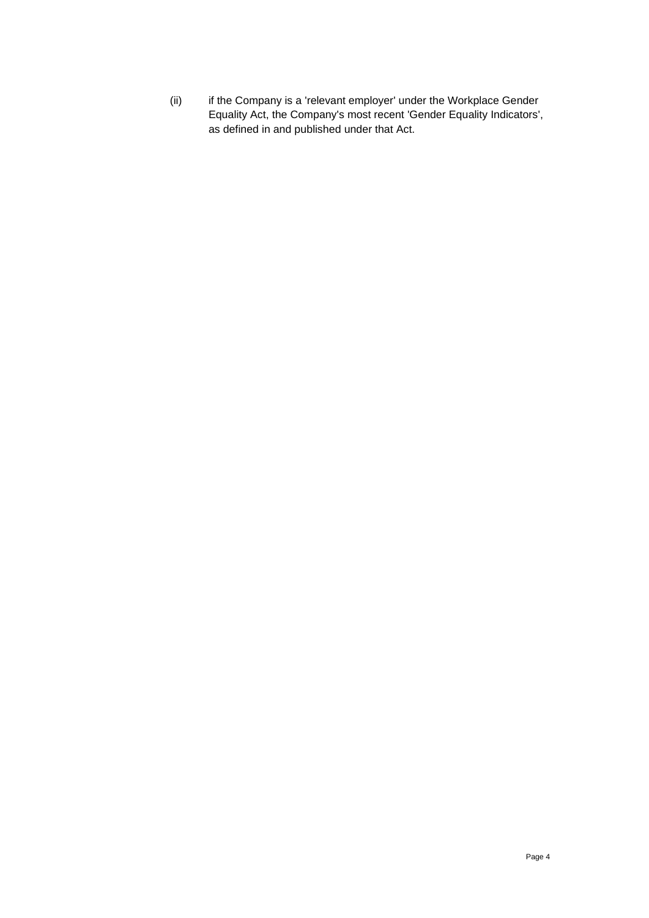(ii) if the Company is a 'relevant employer' under the Workplace Gender Equality Act, the Company's most recent 'Gender Equality Indicators', as defined in and published under that Act.